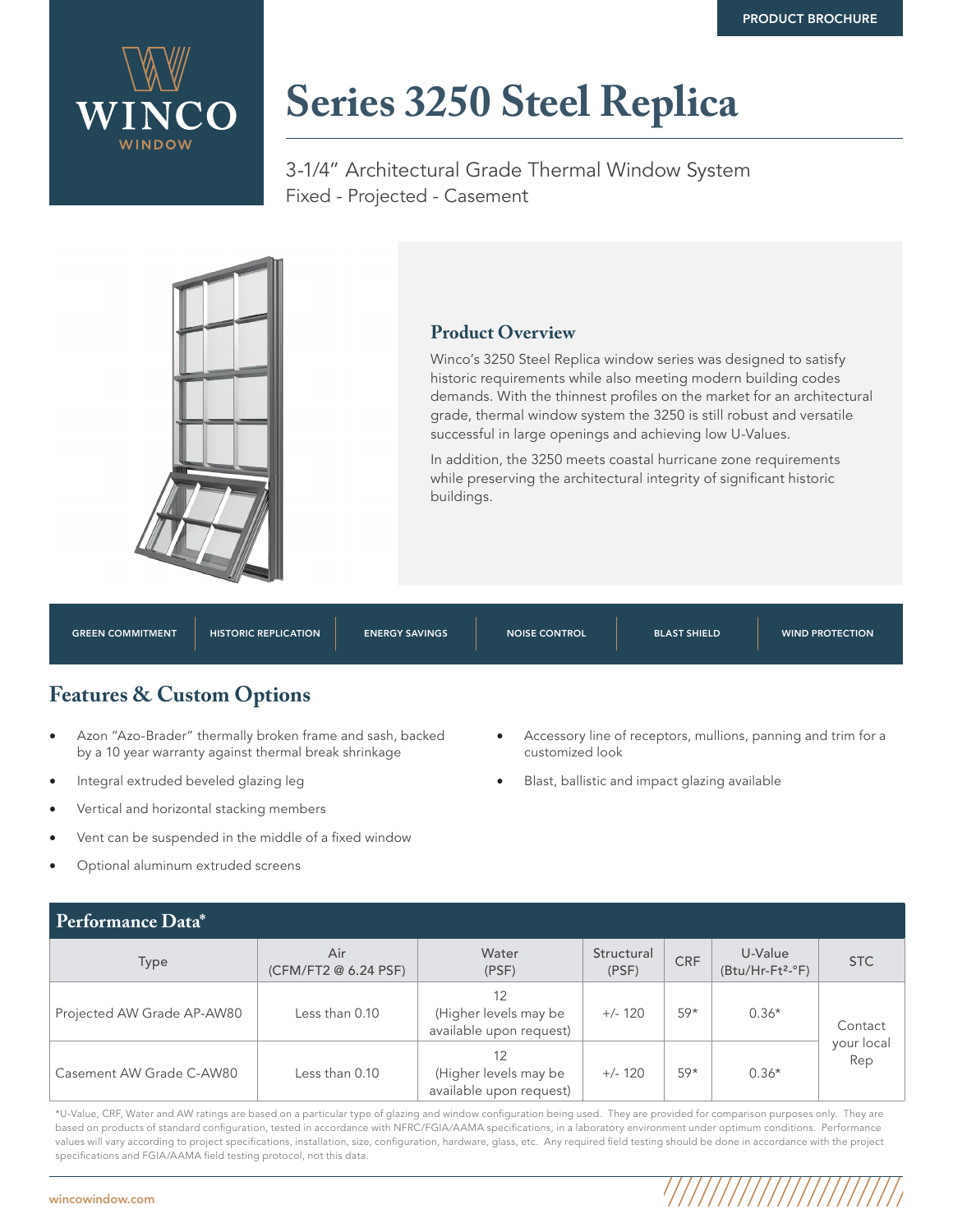PRODUCT BROCHURE

WINCO WINDOW

# Series 3250 Steel Replica

3-1/4" Architectural Grade Thermal Window System
Fixed - Projected - Casement

## Product Overview

Winco's 3250 Steel Replica window series was designed to satisfy historic requirements while also meeting modern building codes demands. With the thinnest profiles on the market for an architectural grade, thermal window system the 3250 is still robust and versatile successful in large openings and achieving low U-Values.

In addition, the 3250 meets coastal hurricane zone requirements while preserving the architectural integrity of significant historic buildings.

GREEN COMMITMENT | HISTORIC REPLICATION | ENERGY SAVINGS | NOISE CONTROL | BLAST SHIELD | WIND PROTECTION

## Features & Custom Options

- Azon "Azo-Brader" thermally broken frame and sash, backed by a 10 year warranty against thermal break shrinkage
- Integral extruded beveled glazing leg
- Vertical and horizontal stacking members
- Vent can be suspended in the middle of a fixed window
- Optional aluminum extruded screens
- Accessory line of receptors, mullions, panning and trim for a customized look
- Blast, ballistic and impact glazing available

## Performance Data*

| Type | Air (CFM/FT2 @ 6.24 PSF) | Water (PSF) | Structural (PSF) | CRF | U-Value (Btu/Hr-Ft²-°F) | STC |
|---|---|---|---|---|---|---|
| Projected AW Grade AP-AW80 | Less than 0.10 | 12 (Higher levels may be available upon request) | +/- 120 | 59* | 0.36* | Contact your local Rep |
| Casement AW Grade C-AW80 | Less than 0.10 | 12 (Higher levels may be available upon request) | +/- 120 | 59* | 0.36* | |

*U-Value, CRF, Water and AW ratings are based on a particular type of glazing and window configuration being used. They are provided for comparison purposes only. They are based on products of standard configuration, tested in accordance with NFRC/FGIA/AAMA specifications, in a laboratory environment under optimum conditions. Performance values will vary according to project specifications, installation, size, configuration, hardware, glass, etc. Any required field testing should be done in accordance with the project specifications and FGIA/AAMA field testing protocol, not this data.

wincowindow.com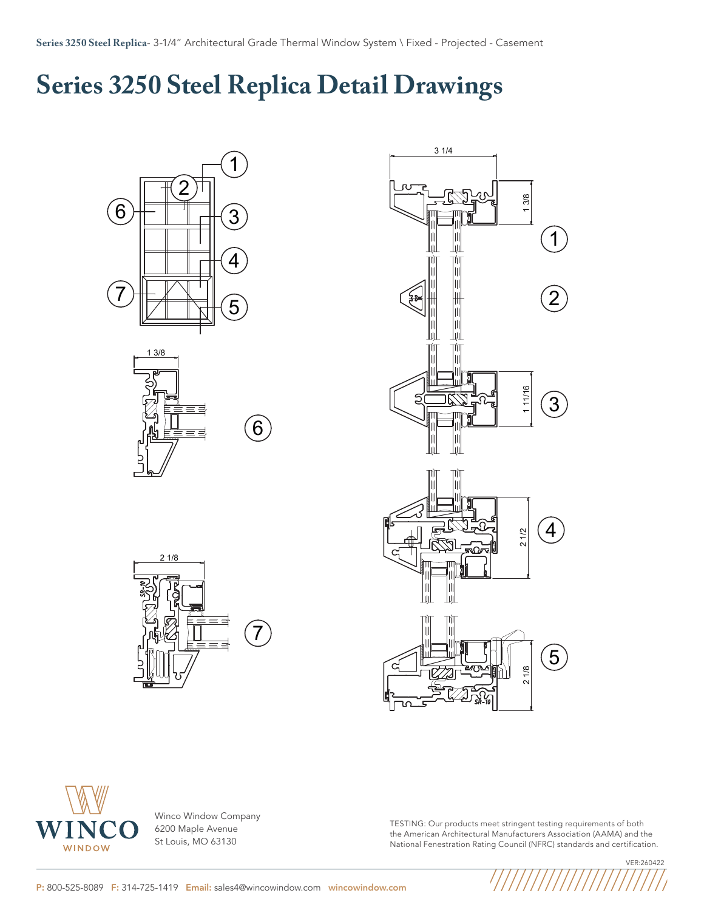Series 3250 Steel Replica- 3-1/4" Architectural Grade Thermal Window System \ Fixed - Projected - Casement

# Series 3250 Steel Replica Detail Drawings

3 1/4

1 3/8

1

2

1 11/16

3

2 1/2

4

2 1/8

5

1 3/8

6

2 1/8

7

Winco Window Company
6200 Maple Avenue
St Louis, MO 63130

TESTING: Our products meet stringent testing requirements of both the American Architectural Manufacturers Association (AAMA) and the National Fenestration Rating Council (NFRC) standards and certification.

VER:260422

**P:** 800-525-8089 **F:** 314-725-1419 **Email:** sales4@wincowindow.com **wincowindow.com**